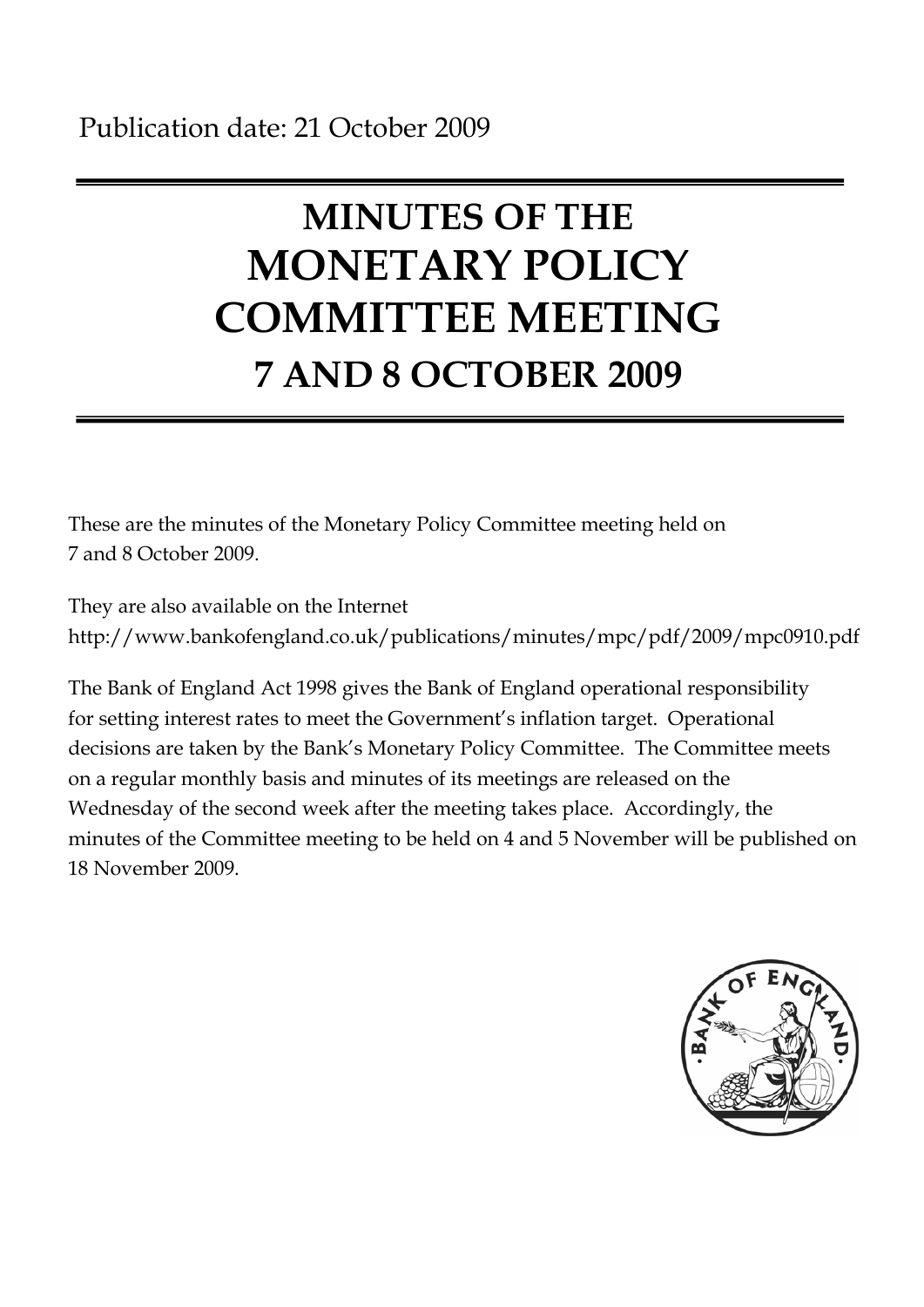Publication date: 21 October 2009

# MINUTES OF THE MONETARY POLICY COMMITTEE MEETING

## 7 AND 8 OCTOBER 2009

These are the minutes of the Monetary Policy Committee meeting held on 7 and 8 October 2009.

They are also available on the Internet http://www.bankofengland.co.uk/publications/minutes/mpc/pdf/2009/mpc0910.pdf

The Bank of England Act 1998 gives the Bank of England operational responsibility for setting interest rates to meet the Government's inflation target. Operational decisions are taken by the Bank's Monetary Policy Committee. The Committee meets on a regular monthly basis and minutes of its meetings are released on the Wednesday of the second week after the meeting takes place. Accordingly, the minutes of the Committee meeting to be held on 4 and 5 November will be published on 18 November 2009.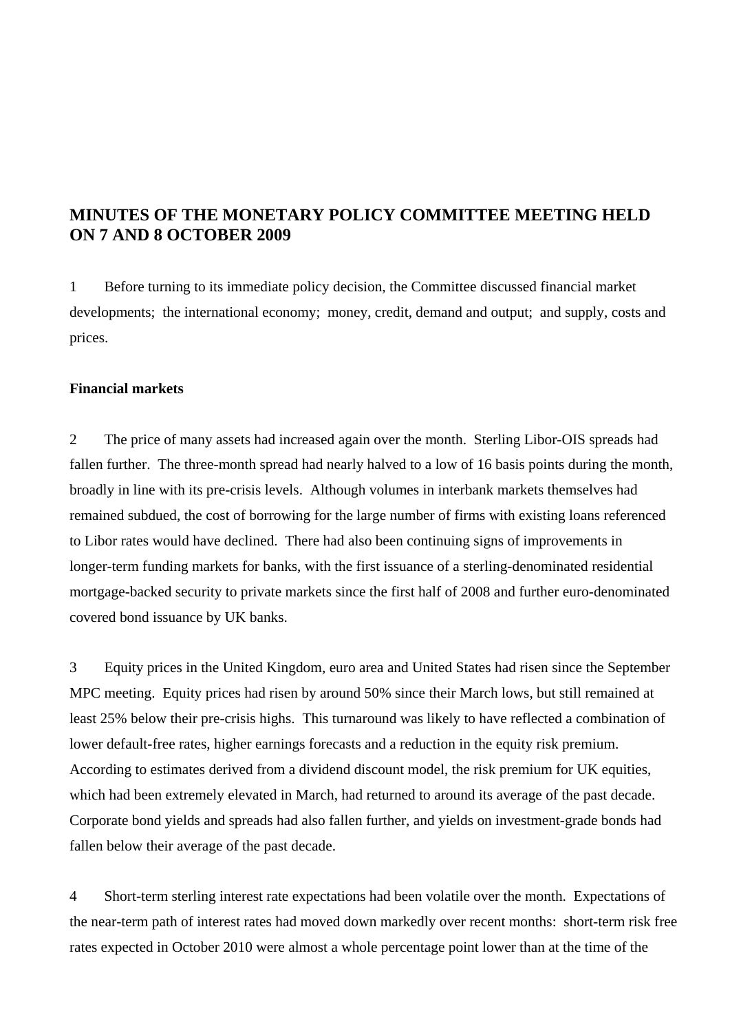# MINUTES OF THE MONETARY POLICY COMMITTEE MEETING HELD ON 7 AND 8 OCTOBER 2009

1 Before turning to its immediate policy decision, the Committee discussed financial market developments; the international economy; money, credit, demand and output; and supply, costs and prices.

**Financial markets**

2 The price of many assets had increased again over the month. Sterling Libor-OIS spreads had fallen further. The three-month spread had nearly halved to a low of 16 basis points during the month, broadly in line with its pre-crisis levels. Although volumes in interbank markets themselves had remained subdued, the cost of borrowing for the large number of firms with existing loans referenced to Libor rates would have declined. There had also been continuing signs of improvements in longer-term funding markets for banks, with the first issuance of a sterling-denominated residential mortgage-backed security to private markets since the first half of 2008 and further euro-denominated covered bond issuance by UK banks.

3 Equity prices in the United Kingdom, euro area and United States had risen since the September MPC meeting. Equity prices had risen by around 50% since their March lows, but still remained at least 25% below their pre-crisis highs. This turnaround was likely to have reflected a combination of lower default-free rates, higher earnings forecasts and a reduction in the equity risk premium. According to estimates derived from a dividend discount model, the risk premium for UK equities, which had been extremely elevated in March, had returned to around its average of the past decade. Corporate bond yields and spreads had also fallen further, and yields on investment-grade bonds had fallen below their average of the past decade.

4 Short-term sterling interest rate expectations had been volatile over the month. Expectations of the near-term path of interest rates had moved down markedly over recent months: short-term risk free rates expected in October 2010 were almost a whole percentage point lower than at the time of the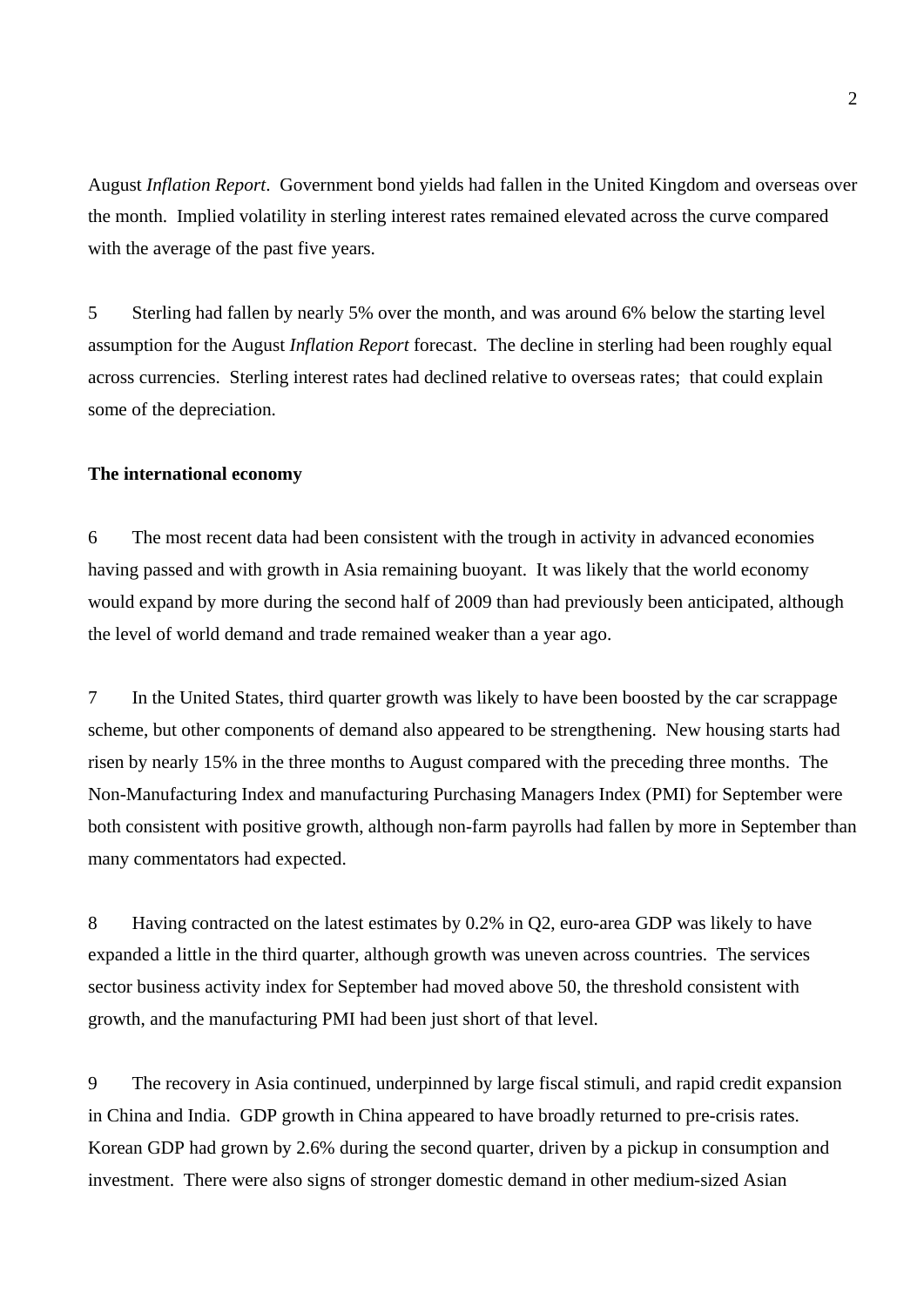August *Inflation Report*. Government bond yields had fallen in the United Kingdom and overseas over the month. Implied volatility in sterling interest rates remained elevated across the curve compared with the average of the past five years.

5 Sterling had fallen by nearly 5% over the month, and was around 6% below the starting level assumption for the August *Inflation Report* forecast. The decline in sterling had been roughly equal across currencies. Sterling interest rates had declined relative to overseas rates; that could explain some of the depreciation.

**The international economy**

6 The most recent data had been consistent with the trough in activity in advanced economies having passed and with growth in Asia remaining buoyant. It was likely that the world economy would expand by more during the second half of 2009 than had previously been anticipated, although the level of world demand and trade remained weaker than a year ago.

7 In the United States, third quarter growth was likely to have been boosted by the car scrappage scheme, but other components of demand also appeared to be strengthening. New housing starts had risen by nearly 15% in the three months to August compared with the preceding three months. The Non-Manufacturing Index and manufacturing Purchasing Managers Index (PMI) for September were both consistent with positive growth, although non-farm payrolls had fallen by more in September than many commentators had expected.

8 Having contracted on the latest estimates by 0.2% in Q2, euro-area GDP was likely to have expanded a little in the third quarter, although growth was uneven across countries. The services sector business activity index for September had moved above 50, the threshold consistent with growth, and the manufacturing PMI had been just short of that level.

9 The recovery in Asia continued, underpinned by large fiscal stimuli, and rapid credit expansion in China and India. GDP growth in China appeared to have broadly returned to pre-crisis rates. Korean GDP had grown by 2.6% during the second quarter, driven by a pickup in consumption and investment. There were also signs of stronger domestic demand in other medium-sized Asian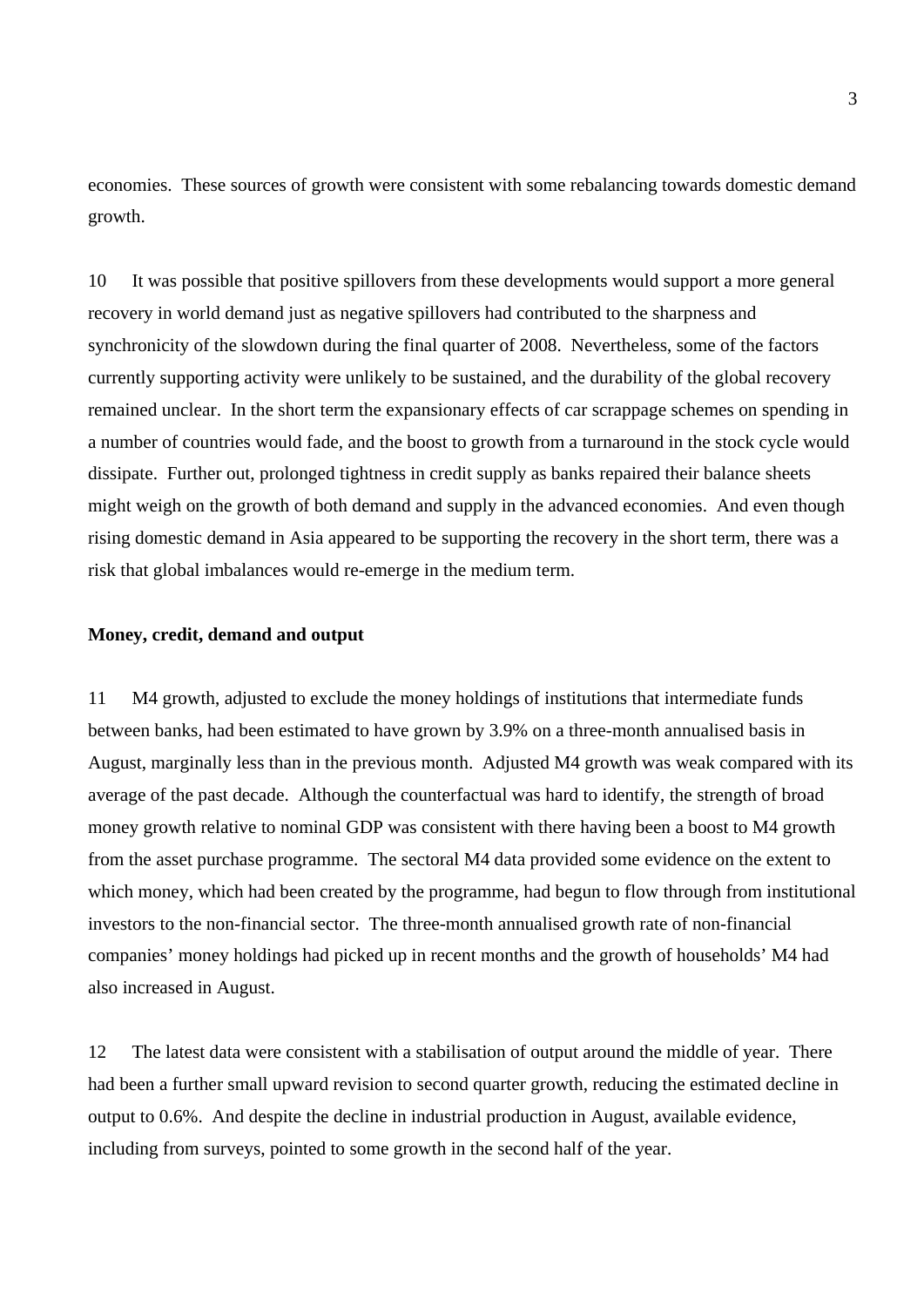economies.  These sources of growth were consistent with some rebalancing towards domestic demand growth.

10 It was possible that positive spillovers from these developments would support a more general recovery in world demand just as negative spillovers had contributed to the sharpness and synchronicity of the slowdown during the final quarter of 2008.  Nevertheless, some of the factors currently supporting activity were unlikely to be sustained, and the durability of the global recovery remained unclear.  In the short term the expansionary effects of car scrappage schemes on spending in a number of countries would fade, and the boost to growth from a turnaround in the stock cycle would dissipate.  Further out, prolonged tightness in credit supply as banks repaired their balance sheets might weigh on the growth of both demand and supply in the advanced economies.  And even though rising domestic demand in Asia appeared to be supporting the recovery in the short term, there was a risk that global imbalances would re-emerge in the medium term.

**Money, credit, demand and output**

11 M4 growth, adjusted to exclude the money holdings of institutions that intermediate funds between banks, had been estimated to have grown by 3.9% on a three-month annualised basis in August, marginally less than in the previous month.  Adjusted M4 growth was weak compared with its average of the past decade.  Although the counterfactual was hard to identify, the strength of broad money growth relative to nominal GDP was consistent with there having been a boost to M4 growth from the asset purchase programme.  The sectoral M4 data provided some evidence on the extent to which money, which had been created by the programme, had begun to flow through from institutional investors to the non-financial sector.  The three-month annualised growth rate of non-financial companies' money holdings had picked up in recent months and the growth of households' M4 had also increased in August.

12 The latest data were consistent with a stabilisation of output around the middle of year.  There had been a further small upward revision to second quarter growth, reducing the estimated decline in output to 0.6%.  And despite the decline in industrial production in August, available evidence, including from surveys, pointed to some growth in the second half of the year.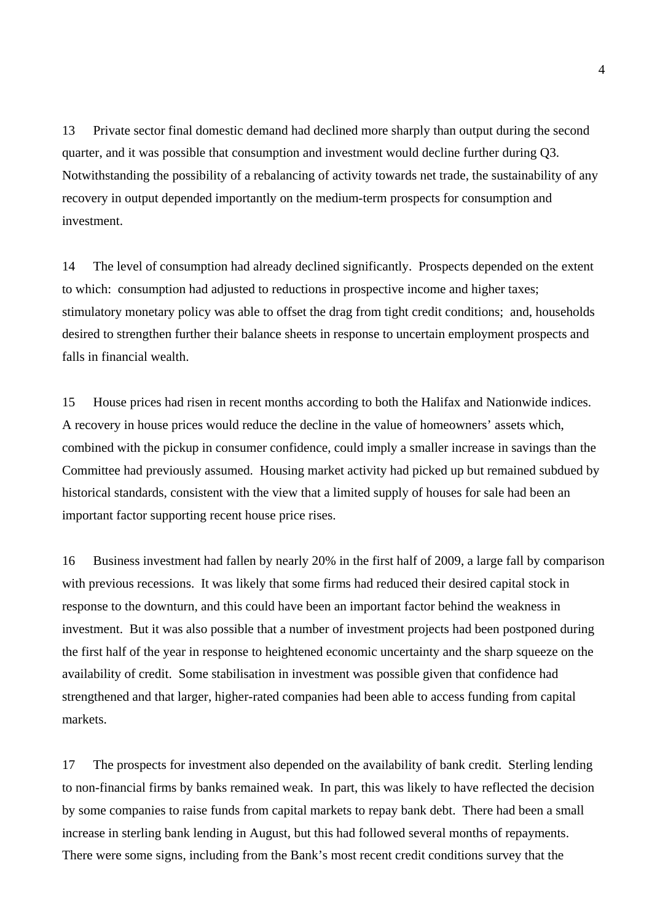13 Private sector final domestic demand had declined more sharply than output during the second quarter, and it was possible that consumption and investment would decline further during Q3. Notwithstanding the possibility of a rebalancing of activity towards net trade, the sustainability of any recovery in output depended importantly on the medium-term prospects for consumption and investment.

14 The level of consumption had already declined significantly. Prospects depended on the extent to which: consumption had adjusted to reductions in prospective income and higher taxes; stimulatory monetary policy was able to offset the drag from tight credit conditions; and, households desired to strengthen further their balance sheets in response to uncertain employment prospects and falls in financial wealth.

15 House prices had risen in recent months according to both the Halifax and Nationwide indices. A recovery in house prices would reduce the decline in the value of homeowners' assets which, combined with the pickup in consumer confidence, could imply a smaller increase in savings than the Committee had previously assumed. Housing market activity had picked up but remained subdued by historical standards, consistent with the view that a limited supply of houses for sale had been an important factor supporting recent house price rises.

16 Business investment had fallen by nearly 20% in the first half of 2009, a large fall by comparison with previous recessions. It was likely that some firms had reduced their desired capital stock in response to the downturn, and this could have been an important factor behind the weakness in investment. But it was also possible that a number of investment projects had been postponed during the first half of the year in response to heightened economic uncertainty and the sharp squeeze on the availability of credit. Some stabilisation in investment was possible given that confidence had strengthened and that larger, higher-rated companies had been able to access funding from capital markets.

17 The prospects for investment also depended on the availability of bank credit. Sterling lending to non-financial firms by banks remained weak. In part, this was likely to have reflected the decision by some companies to raise funds from capital markets to repay bank debt. There had been a small increase in sterling bank lending in August, but this had followed several months of repayments. There were some signs, including from the Bank's most recent credit conditions survey that the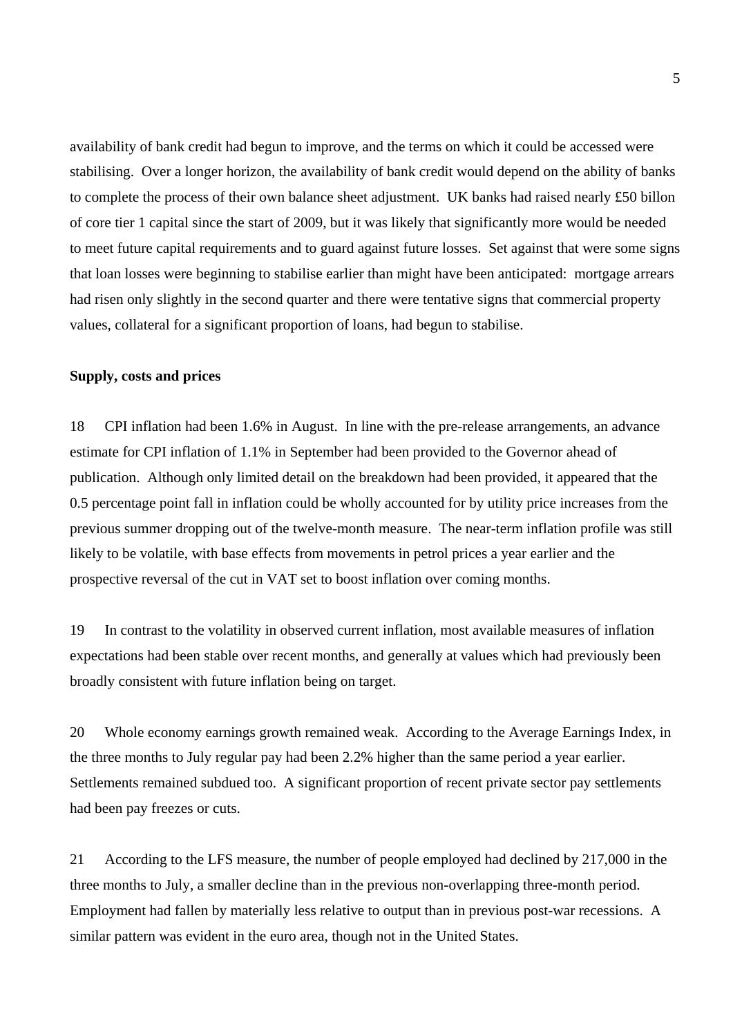availability of bank credit had begun to improve, and the terms on which it could be accessed were stabilising. Over a longer horizon, the availability of bank credit would depend on the ability of banks to complete the process of their own balance sheet adjustment. UK banks had raised nearly £50 billon of core tier 1 capital since the start of 2009, but it was likely that significantly more would be needed to meet future capital requirements and to guard against future losses. Set against that were some signs that loan losses were beginning to stabilise earlier than might have been anticipated: mortgage arrears had risen only slightly in the second quarter and there were tentative signs that commercial property values, collateral for a significant proportion of loans, had begun to stabilise.

**Supply, costs and prices**

18 CPI inflation had been 1.6% in August. In line with the pre-release arrangements, an advance estimate for CPI inflation of 1.1% in September had been provided to the Governor ahead of publication. Although only limited detail on the breakdown had been provided, it appeared that the 0.5 percentage point fall in inflation could be wholly accounted for by utility price increases from the previous summer dropping out of the twelve-month measure. The near-term inflation profile was still likely to be volatile, with base effects from movements in petrol prices a year earlier and the prospective reversal of the cut in VAT set to boost inflation over coming months.

19 In contrast to the volatility in observed current inflation, most available measures of inflation expectations had been stable over recent months, and generally at values which had previously been broadly consistent with future inflation being on target.

20 Whole economy earnings growth remained weak. According to the Average Earnings Index, in the three months to July regular pay had been 2.2% higher than the same period a year earlier. Settlements remained subdued too. A significant proportion of recent private sector pay settlements had been pay freezes or cuts.

21 According to the LFS measure, the number of people employed had declined by 217,000 in the three months to July, a smaller decline than in the previous non-overlapping three-month period. Employment had fallen by materially less relative to output than in previous post-war recessions. A similar pattern was evident in the euro area, though not in the United States.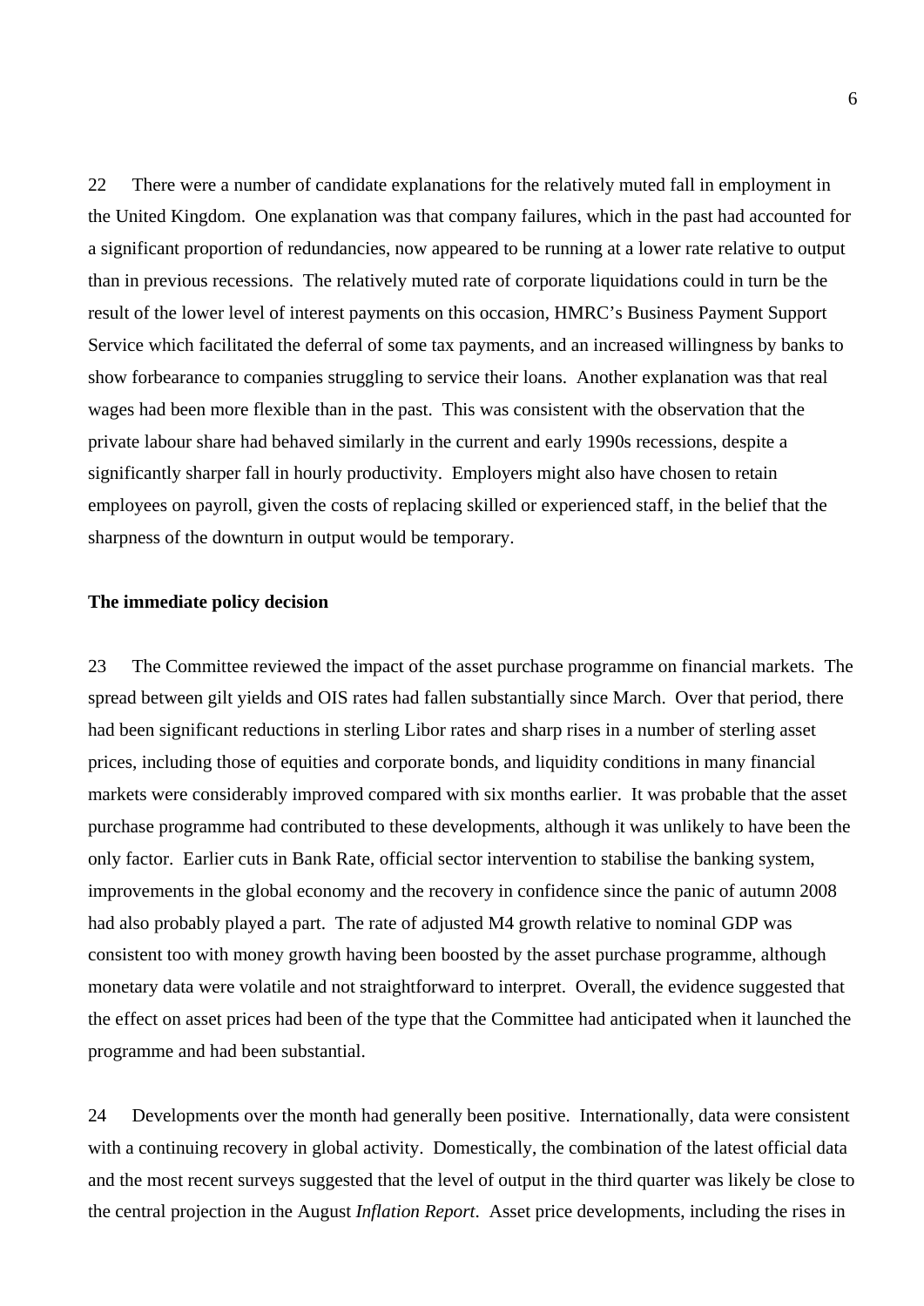22 There were a number of candidate explanations for the relatively muted fall in employment in the United Kingdom. One explanation was that company failures, which in the past had accounted for a significant proportion of redundancies, now appeared to be running at a lower rate relative to output than in previous recessions. The relatively muted rate of corporate liquidations could in turn be the result of the lower level of interest payments on this occasion, HMRC's Business Payment Support Service which facilitated the deferral of some tax payments, and an increased willingness by banks to show forbearance to companies struggling to service their loans. Another explanation was that real wages had been more flexible than in the past. This was consistent with the observation that the private labour share had behaved similarly in the current and early 1990s recessions, despite a significantly sharper fall in hourly productivity. Employers might also have chosen to retain employees on payroll, given the costs of replacing skilled or experienced staff, in the belief that the sharpness of the downturn in output would be temporary.

**The immediate policy decision**

23 The Committee reviewed the impact of the asset purchase programme on financial markets. The spread between gilt yields and OIS rates had fallen substantially since March. Over that period, there had been significant reductions in sterling Libor rates and sharp rises in a number of sterling asset prices, including those of equities and corporate bonds, and liquidity conditions in many financial markets were considerably improved compared with six months earlier. It was probable that the asset purchase programme had contributed to these developments, although it was unlikely to have been the only factor. Earlier cuts in Bank Rate, official sector intervention to stabilise the banking system, improvements in the global economy and the recovery in confidence since the panic of autumn 2008 had also probably played a part. The rate of adjusted M4 growth relative to nominal GDP was consistent too with money growth having been boosted by the asset purchase programme, although monetary data were volatile and not straightforward to interpret. Overall, the evidence suggested that the effect on asset prices had been of the type that the Committee had anticipated when it launched the programme and had been substantial.

24 Developments over the month had generally been positive. Internationally, data were consistent with a continuing recovery in global activity. Domestically, the combination of the latest official data and the most recent surveys suggested that the level of output in the third quarter was likely be close to the central projection in the August *Inflation Report*. Asset price developments, including the rises in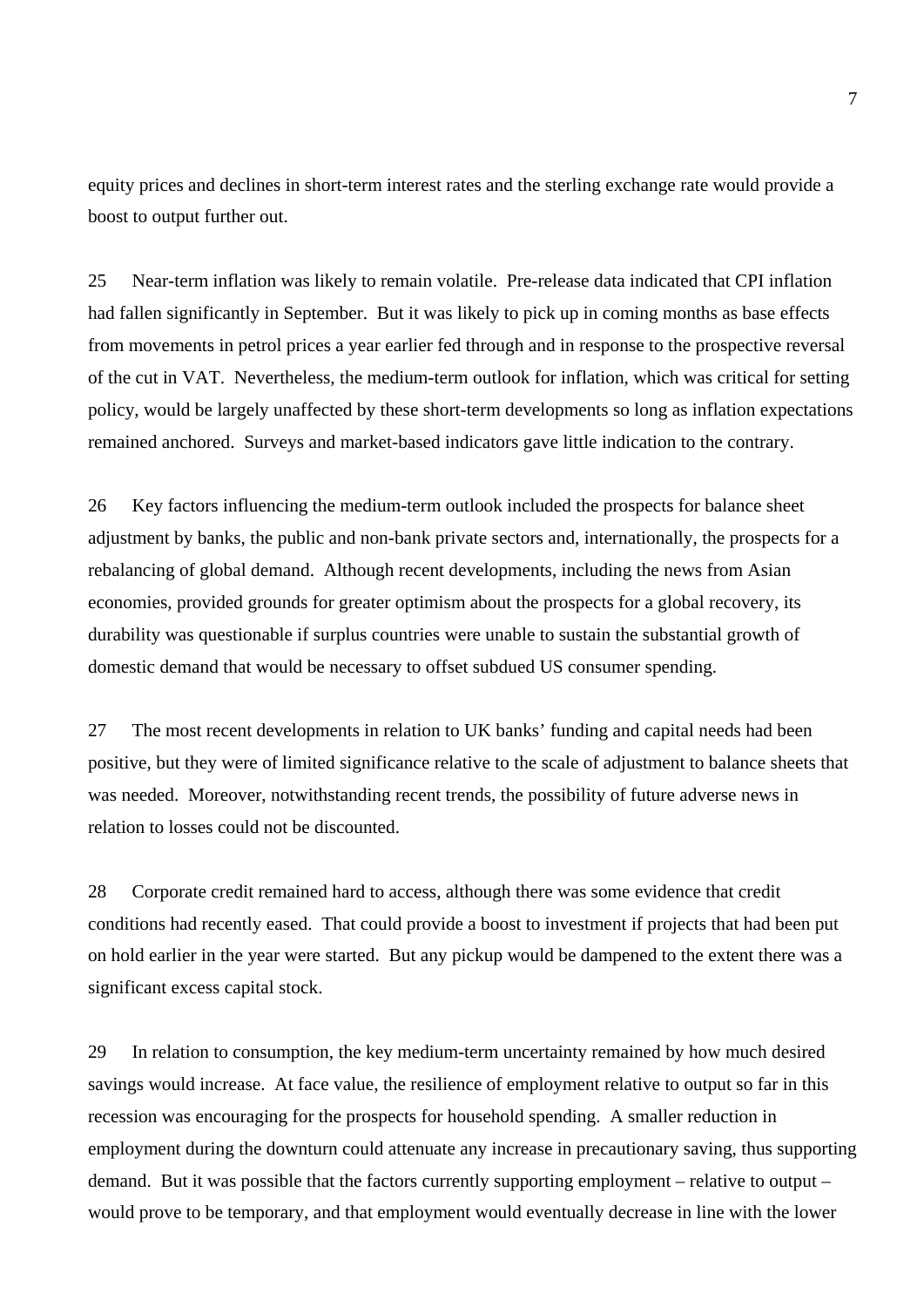equity prices and declines in short-term interest rates and the sterling exchange rate would provide a boost to output further out.

25 Near-term inflation was likely to remain volatile. Pre-release data indicated that CPI inflation had fallen significantly in September. But it was likely to pick up in coming months as base effects from movements in petrol prices a year earlier fed through and in response to the prospective reversal of the cut in VAT. Nevertheless, the medium-term outlook for inflation, which was critical for setting policy, would be largely unaffected by these short-term developments so long as inflation expectations remained anchored. Surveys and market-based indicators gave little indication to the contrary.

26 Key factors influencing the medium-term outlook included the prospects for balance sheet adjustment by banks, the public and non-bank private sectors and, internationally, the prospects for a rebalancing of global demand. Although recent developments, including the news from Asian economies, provided grounds for greater optimism about the prospects for a global recovery, its durability was questionable if surplus countries were unable to sustain the substantial growth of domestic demand that would be necessary to offset subdued US consumer spending.

27 The most recent developments in relation to UK banks' funding and capital needs had been positive, but they were of limited significance relative to the scale of adjustment to balance sheets that was needed. Moreover, notwithstanding recent trends, the possibility of future adverse news in relation to losses could not be discounted.

28 Corporate credit remained hard to access, although there was some evidence that credit conditions had recently eased. That could provide a boost to investment if projects that had been put on hold earlier in the year were started. But any pickup would be dampened to the extent there was a significant excess capital stock.

29 In relation to consumption, the key medium-term uncertainty remained by how much desired savings would increase. At face value, the resilience of employment relative to output so far in this recession was encouraging for the prospects for household spending. A smaller reduction in employment during the downturn could attenuate any increase in precautionary saving, thus supporting demand. But it was possible that the factors currently supporting employment – relative to output – would prove to be temporary, and that employment would eventually decrease in line with the lower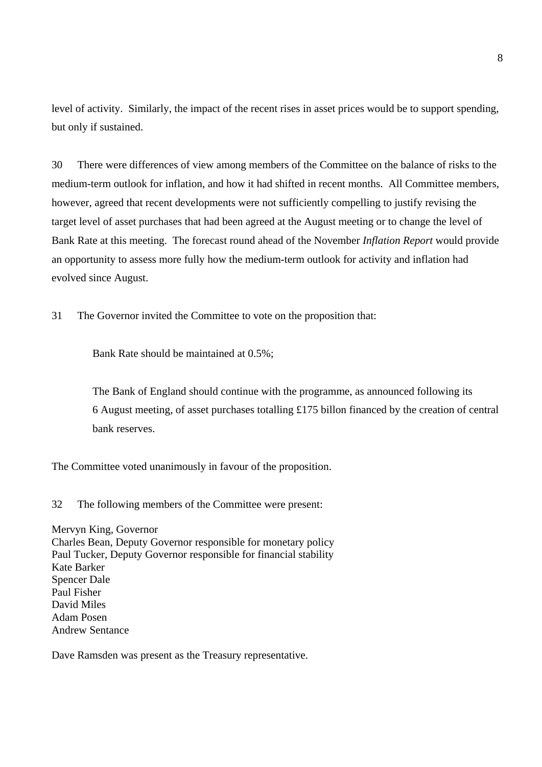level of activity. Similarly, the impact of the recent rises in asset prices would be to support spending, but only if sustained.

30 There were differences of view among members of the Committee on the balance of risks to the medium-term outlook for inflation, and how it had shifted in recent months. All Committee members, however, agreed that recent developments were not sufficiently compelling to justify revising the target level of asset purchases that had been agreed at the August meeting or to change the level of Bank Rate at this meeting. The forecast round ahead of the November *Inflation Report* would provide an opportunity to assess more fully how the medium-term outlook for activity and inflation had evolved since August.

31 The Governor invited the Committee to vote on the proposition that:

> Bank Rate should be maintained at 0.5%;
>
> The Bank of England should continue with the programme, as announced following its 6 August meeting, of asset purchases totalling £175 billon financed by the creation of central bank reserves.

The Committee voted unanimously in favour of the proposition.

32 The following members of the Committee were present:

Mervyn King, Governor
Charles Bean, Deputy Governor responsible for monetary policy
Paul Tucker, Deputy Governor responsible for financial stability
Kate Barker
Spencer Dale
Paul Fisher
David Miles
Adam Posen
Andrew Sentance

Dave Ramsden was present as the Treasury representative.